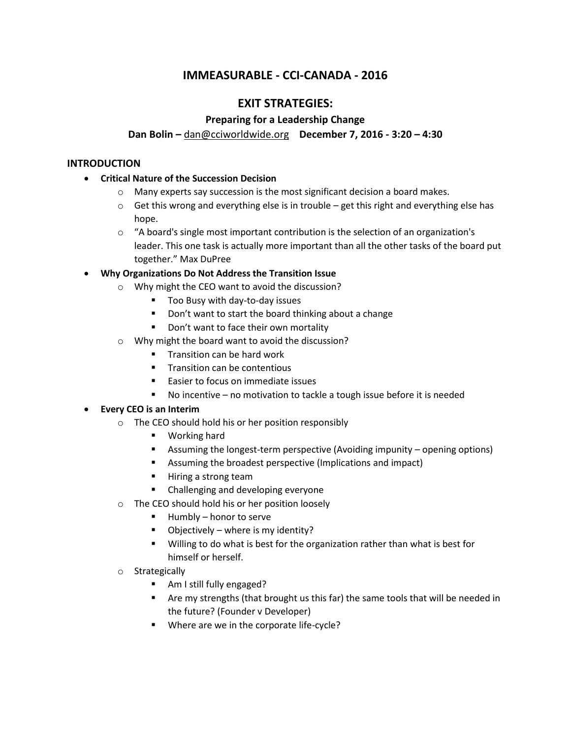# IMMEASURABLE - CCI-CANADA - 2016

## EXIT STRATEGIES:

### Preparing for a Leadership Change

**Dan Bolin – dan@cciworldwide.org December 7, 2016 - 3:20 – 4:30**

### INTRODUCTION

- **Critical Nature of the Succession Decision**
  - Many experts say succession is the most significant decision a board makes.
  - Get this wrong and everything else is in trouble – get this right and everything else has hope.
  - "A board's single most important contribution is the selection of an organization's leader. This one task is actually more important than all the other tasks of the board put together." Max DuPree
- **Why Organizations Do Not Address the Transition Issue**
  - Why might the CEO want to avoid the discussion?
    - Too Busy with day-to-day issues
    - Don't want to start the board thinking about a change
    - Don't want to face their own mortality
  - Why might the board want to avoid the discussion?
    - Transition can be hard work
    - Transition can be contentious
    - Easier to focus on immediate issues
    - No incentive – no motivation to tackle a tough issue before it is needed
- **Every CEO is an Interim**
  - The CEO should hold his or her position responsibly
    - Working hard
    - Assuming the longest-term perspective (Avoiding impunity – opening options)
    - Assuming the broadest perspective (Implications and impact)
    - Hiring a strong team
    - Challenging and developing everyone
  - The CEO should hold his or her position loosely
    - Humbly – honor to serve
    - Objectively – where is my identity?
    - Willing to do what is best for the organization rather than what is best for himself or herself.
  - Strategically
    - Am I still fully engaged?
    - Are my strengths (that brought us this far) the same tools that will be needed in the future? (Founder v Developer)
    - Where are we in the corporate life-cycle?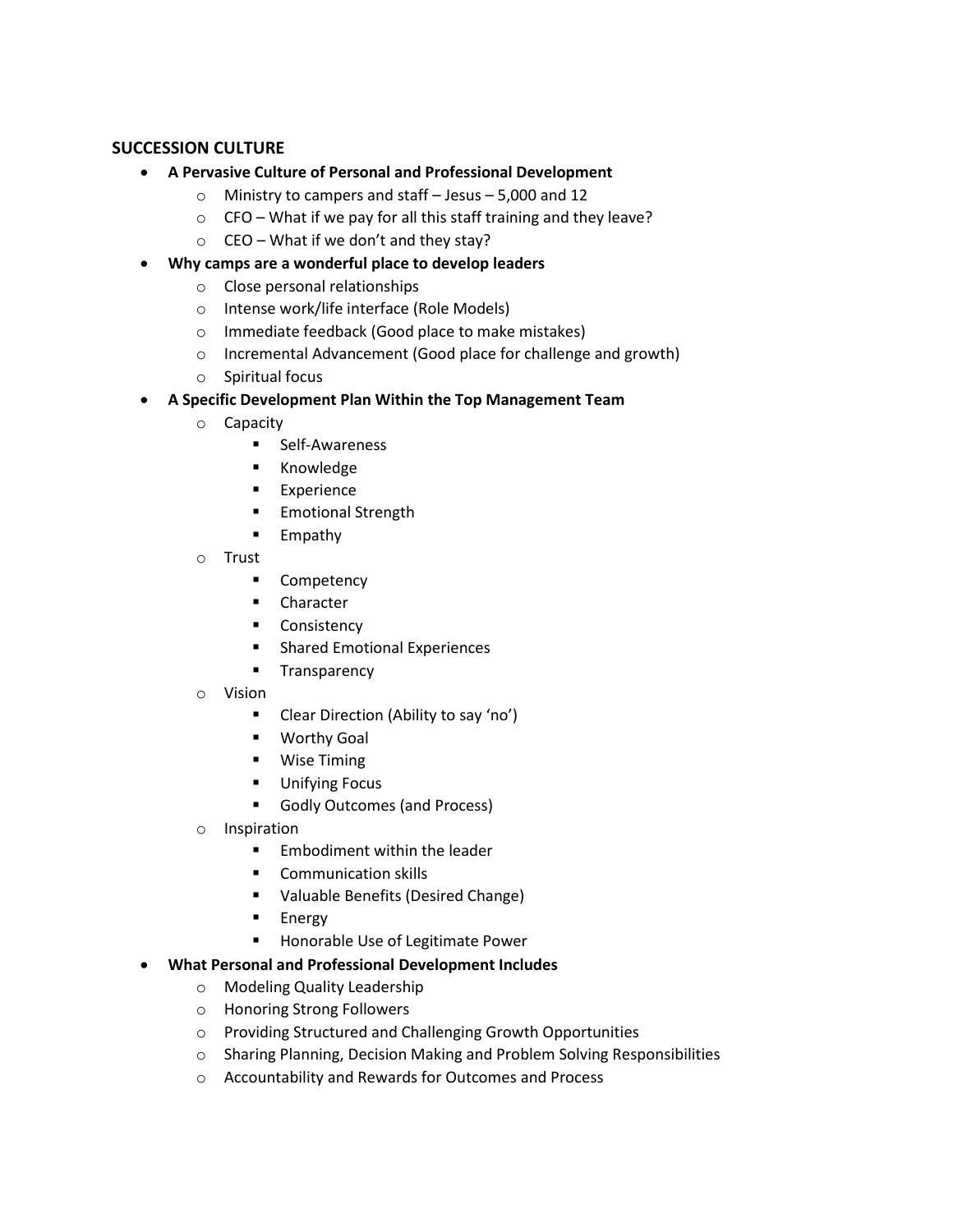**SUCCESSION CULTURE**

- **A Pervasive Culture of Personal and Professional Development**
    - Ministry to campers and staff – Jesus – 5,000 and 12
    - CFO – What if we pay for all this staff training and they leave?
    - CEO – What if we don't and they stay?
- **Why camps are a wonderful place to develop leaders**
    - Close personal relationships
    - Intense work/life interface (Role Models)
    - Immediate feedback (Good place to make mistakes)
    - Incremental Advancement (Good place for challenge and growth)
    - Spiritual focus
- **A Specific Development Plan Within the Top Management Team**
    - Capacity
        - Self-Awareness
        - Knowledge
        - Experience
        - Emotional Strength
        - Empathy
    - Trust
        - Competency
        - Character
        - Consistency
        - Shared Emotional Experiences
        - Transparency
    - Vision
        - Clear Direction (Ability to say 'no')
        - Worthy Goal
        - Wise Timing
        - Unifying Focus
        - Godly Outcomes (and Process)
    - Inspiration
        - Embodiment within the leader
        - Communication skills
        - Valuable Benefits (Desired Change)
        - Energy
        - Honorable Use of Legitimate Power
- **What Personal and Professional Development Includes**
    - Modeling Quality Leadership
    - Honoring Strong Followers
    - Providing Structured and Challenging Growth Opportunities
    - Sharing Planning, Decision Making and Problem Solving Responsibilities
    - Accountability and Rewards for Outcomes and Process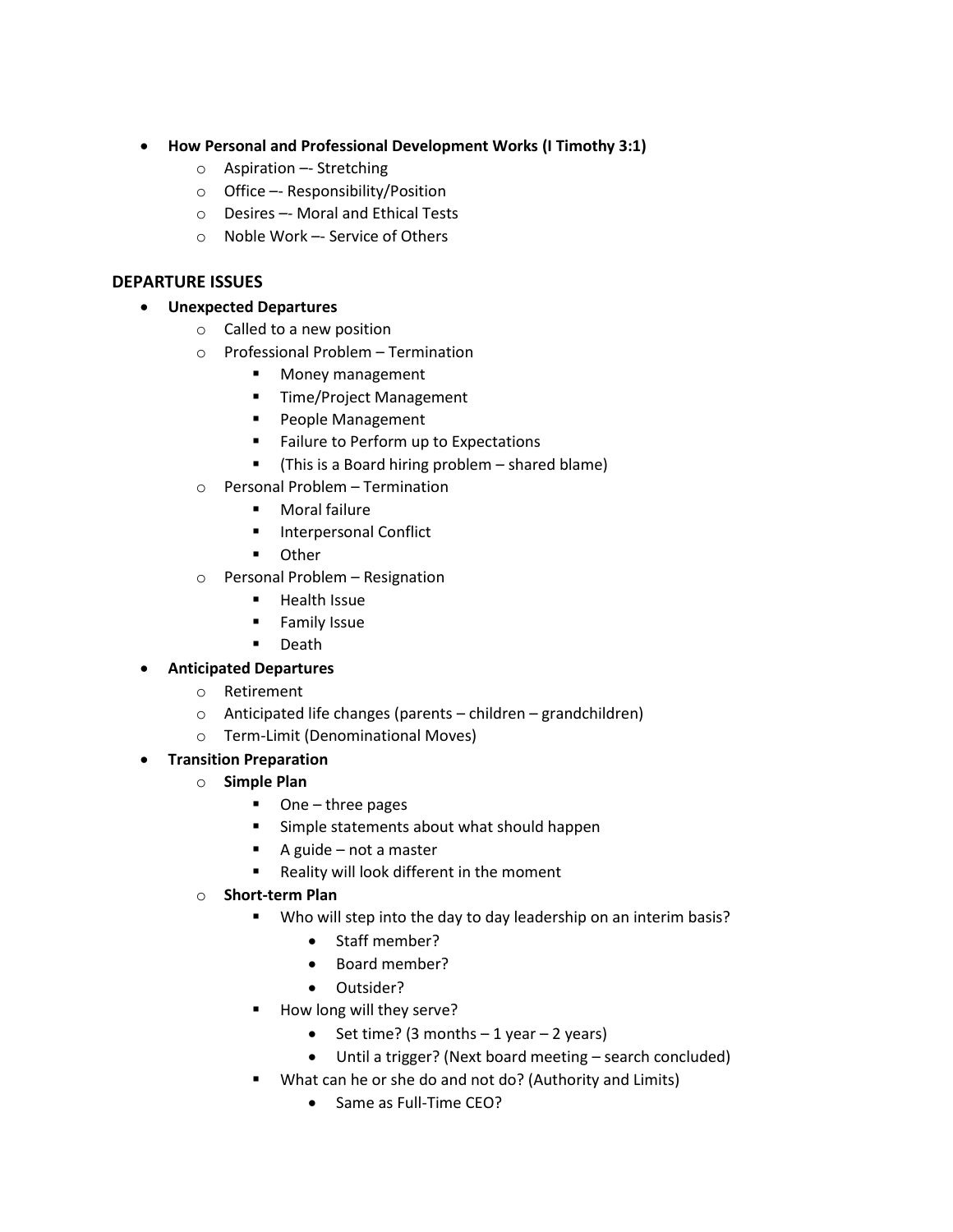- **How Personal and Professional Development Works (I Timothy 3:1)**
  - Aspiration –- Stretching
  - Office –- Responsibility/Position
  - Desires –- Moral and Ethical Tests
  - Noble Work –- Service of Others

## DEPARTURE ISSUES

- **Unexpected Departures**
  - Called to a new position
  - Professional Problem – Termination
    - Money management
    - Time/Project Management
    - People Management
    - Failure to Perform up to Expectations
    - (This is a Board hiring problem – shared blame)
  - Personal Problem – Termination
    - Moral failure
    - Interpersonal Conflict
    - Other
  - Personal Problem – Resignation
    - Health Issue
    - Family Issue
    - Death
- **Anticipated Departures**
  - Retirement
  - Anticipated life changes (parents – children – grandchildren)
  - Term-Limit (Denominational Moves)
- **Transition Preparation**
  - **Simple Plan**
    - One – three pages
    - Simple statements about what should happen
    - A guide – not a master
    - Reality will look different in the moment
  - **Short-term Plan**
    - Who will step into the day to day leadership on an interim basis?
      - Staff member?
      - Board member?
      - Outsider?
    - How long will they serve?
      - Set time? (3 months – 1 year – 2 years)
      - Until a trigger? (Next board meeting – search concluded)
    - What can he or she do and not do? (Authority and Limits)
      - Same as Full-Time CEO?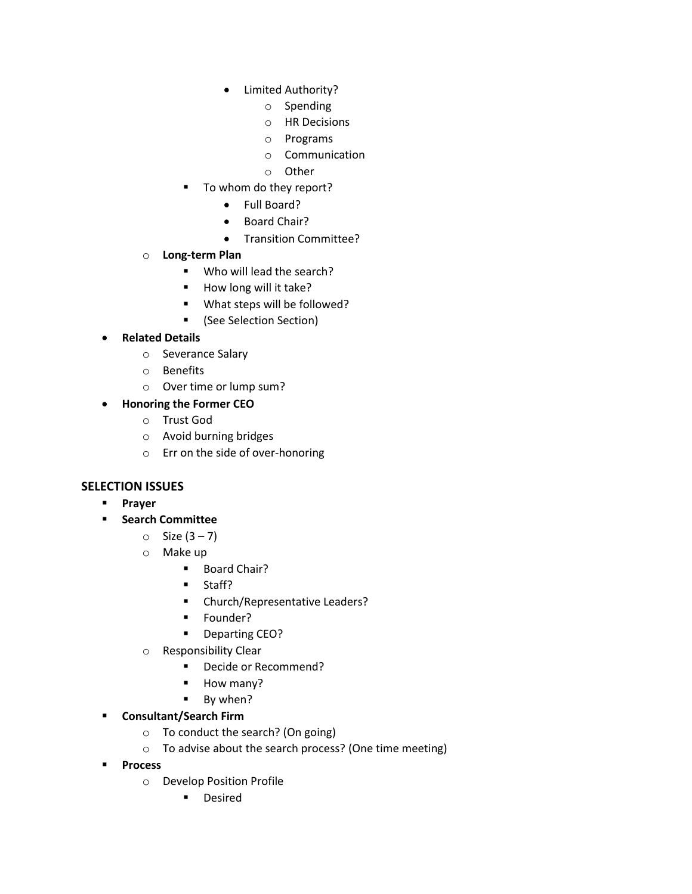- Limited Authority?
  - Spending
  - HR Decisions
  - Programs
  - Communication
  - Other
- To whom do they report?
  - Full Board?
  - Board Chair?
  - Transition Committee?

- **Long-term Plan**
  - Who will lead the search?
  - How long will it take?
  - What steps will be followed?
  - (See Selection Section)

- **Related Details**
  - Severance Salary
  - Benefits
  - Over time or lump sum?
- **Honoring the Former CEO**
  - Trust God
  - Avoid burning bridges
  - Err on the side of over-honoring

## SELECTION ISSUES

- **Prayer**
- **Search Committee**
  - Size (3 – 7)
  - Make up
    - Board Chair?
    - Staff?
    - Church/Representative Leaders?
    - Founder?
    - Departing CEO?
  - Responsibility Clear
    - Decide or Recommend?
    - How many?
    - By when?
- **Consultant/Search Firm**
  - To conduct the search? (On going)
  - To advise about the search process? (One time meeting)
- **Process**
  - Develop Position Profile
    - Desired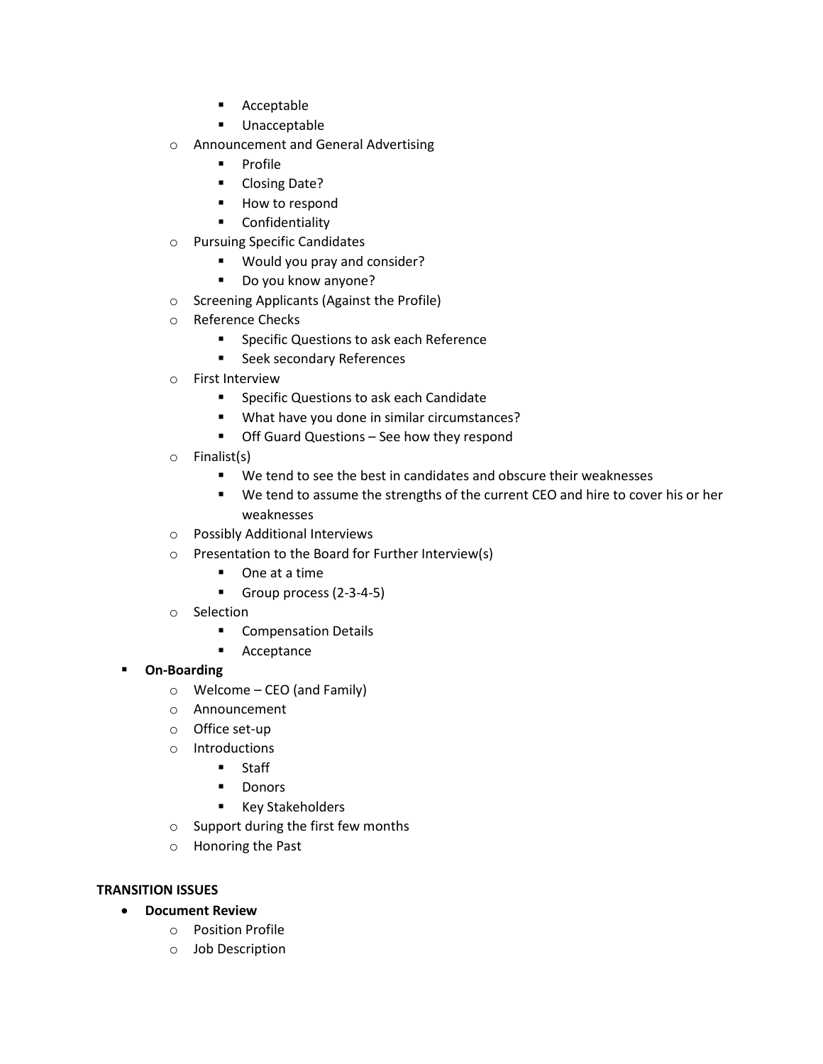- Acceptable
        - Unacceptable
    - Announcement and General Advertising
        - Profile
        - Closing Date?
        - How to respond
        - Confidentiality
    - Pursuing Specific Candidates
        - Would you pray and consider?
        - Do you know anyone?
    - Screening Applicants (Against the Profile)
    - Reference Checks
        - Specific Questions to ask each Reference
        - Seek secondary References
    - First Interview
        - Specific Questions to ask each Candidate
        - What have you done in similar circumstances?
        - Off Guard Questions – See how they respond
    - Finalist(s)
        - We tend to see the best in candidates and obscure their weaknesses
        - We tend to assume the strengths of the current CEO and hire to cover his or her weaknesses
    - Possibly Additional Interviews
    - Presentation to the Board for Further Interview(s)
        - One at a time
        - Group process (2-3-4-5)
    - Selection
        - Compensation Details
        - Acceptance
- **On-Boarding**
    - Welcome – CEO (and Family)
    - Announcement
    - Office set-up
    - Introductions
        - Staff
        - Donors
        - Key Stakeholders
    - Support during the first few months
    - Honoring the Past

**TRANSITION ISSUES**

- **Document Review**
    - Position Profile
    - Job Description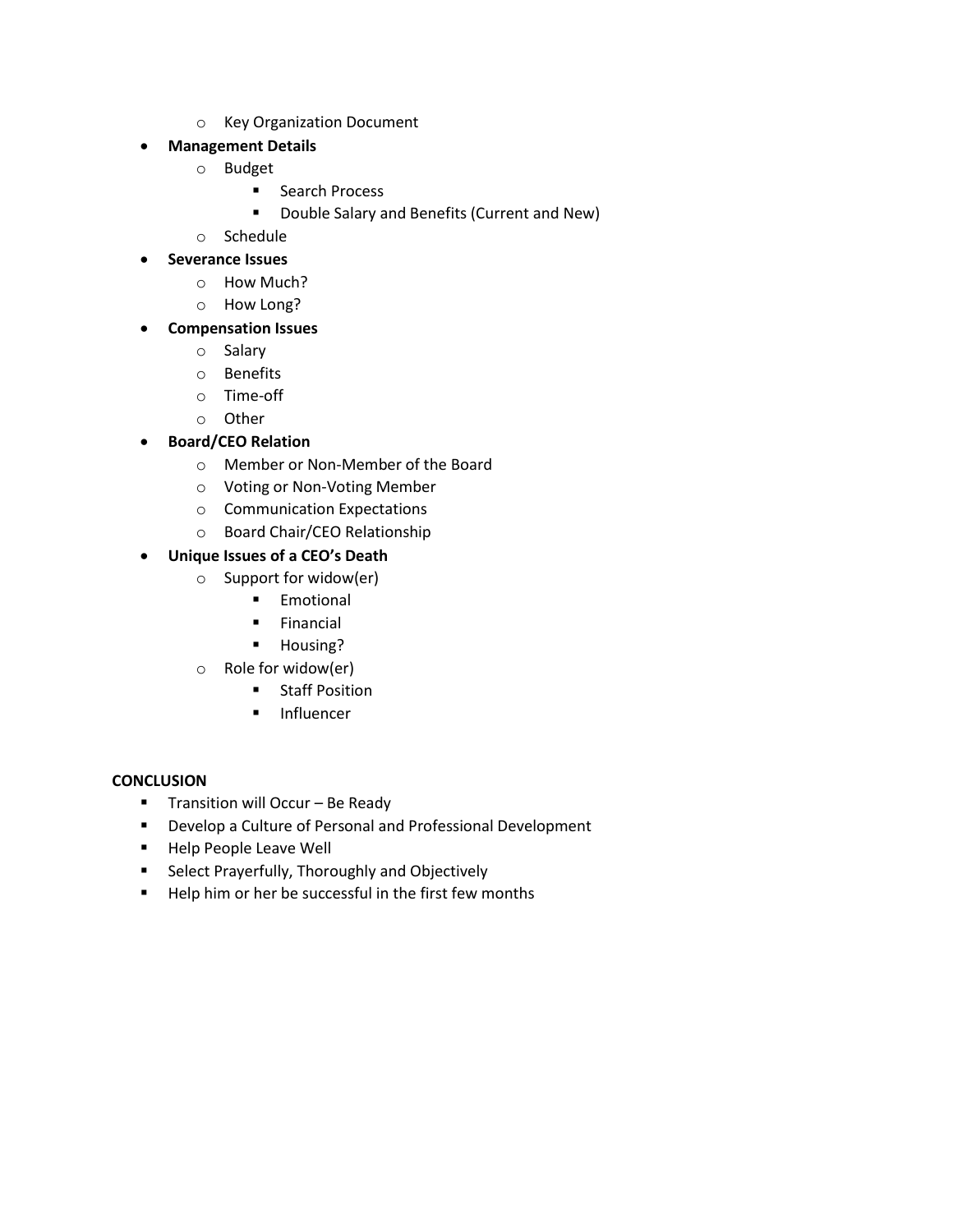- Key Organization Document
- **Management Details**
    - Budget
        - Search Process
        - Double Salary and Benefits (Current and New)
    - Schedule
- **Severance Issues**
    - How Much?
    - How Long?
- **Compensation Issues**
    - Salary
    - Benefits
    - Time-off
    - Other
- **Board/CEO Relation**
    - Member or Non-Member of the Board
    - Voting or Non-Voting Member
    - Communication Expectations
    - Board Chair/CEO Relationship
- **Unique Issues of a CEO's Death**
    - Support for widow(er)
        - Emotional
        - Financial
        - Housing?
    - Role for widow(er)
        - Staff Position
        - Influencer

**CONCLUSION**

- Transition will Occur – Be Ready
- Develop a Culture of Personal and Professional Development
- Help People Leave Well
- Select Prayerfully, Thoroughly and Objectively
- Help him or her be successful in the first few months